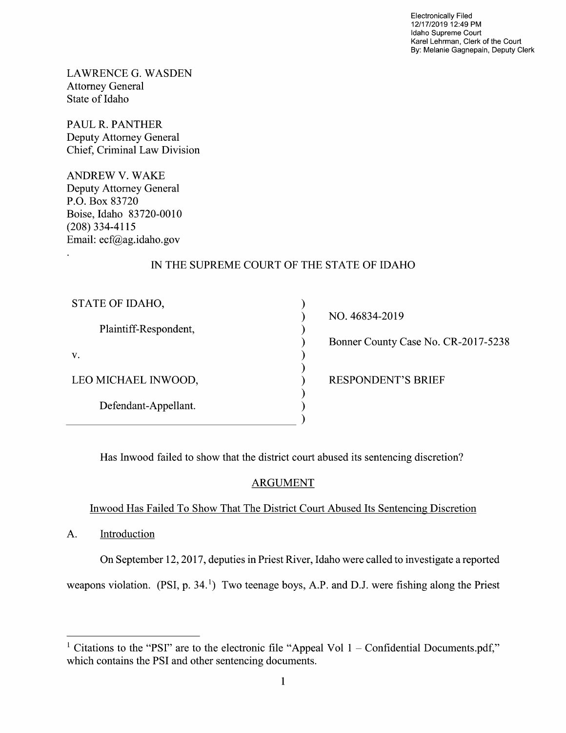Electronically Filed
12/17/2019 12:49 PM
Idaho Supreme Court
Karel Lehrman, Clerk of the Court
By: Melanie Gagnepain, Deputy Clerk

LAWRENCE G. WASDEN
Attorney General
State of Idaho

PAUL R. PANTHER
Deputy Attorney General
Chief, Criminal Law Division

ANDREW V. WAKE
Deputy Attorney General
P.O. Box 83720
Boise, Idaho 83720-0010
(208) 334-4115
Email: ecf@ag.idaho.gov

IN THE SUPREME COURT OF THE STATE OF IDAHO

| | |
|---|---|
| STATE OF IDAHO, | NO. 46834-2019 |
| Plaintiff-Respondent, | Bonner County Case No. CR-2017-5238 |
| v. | |
| LEO MICHAEL INWOOD, | RESPONDENT'S BRIEF |
| Defendant-Appellant. | |

Has Inwood failed to show that the district court abused its sentencing discretion?

## ARGUMENT

### Inwood Has Failed To Show That The District Court Abused Its Sentencing Discretion

A. Introduction

On September 12, 2017, deputies in Priest River, Idaho were called to investigate a reported weapons violation. (PSI, p. 34.[1]) Two teenage boys, A.P. and D.J. were fishing along the Priest

[1] Citations to the "PSI" are to the electronic file "Appeal Vol 1 – Confidential Documents.pdf," which contains the PSI and other sentencing documents.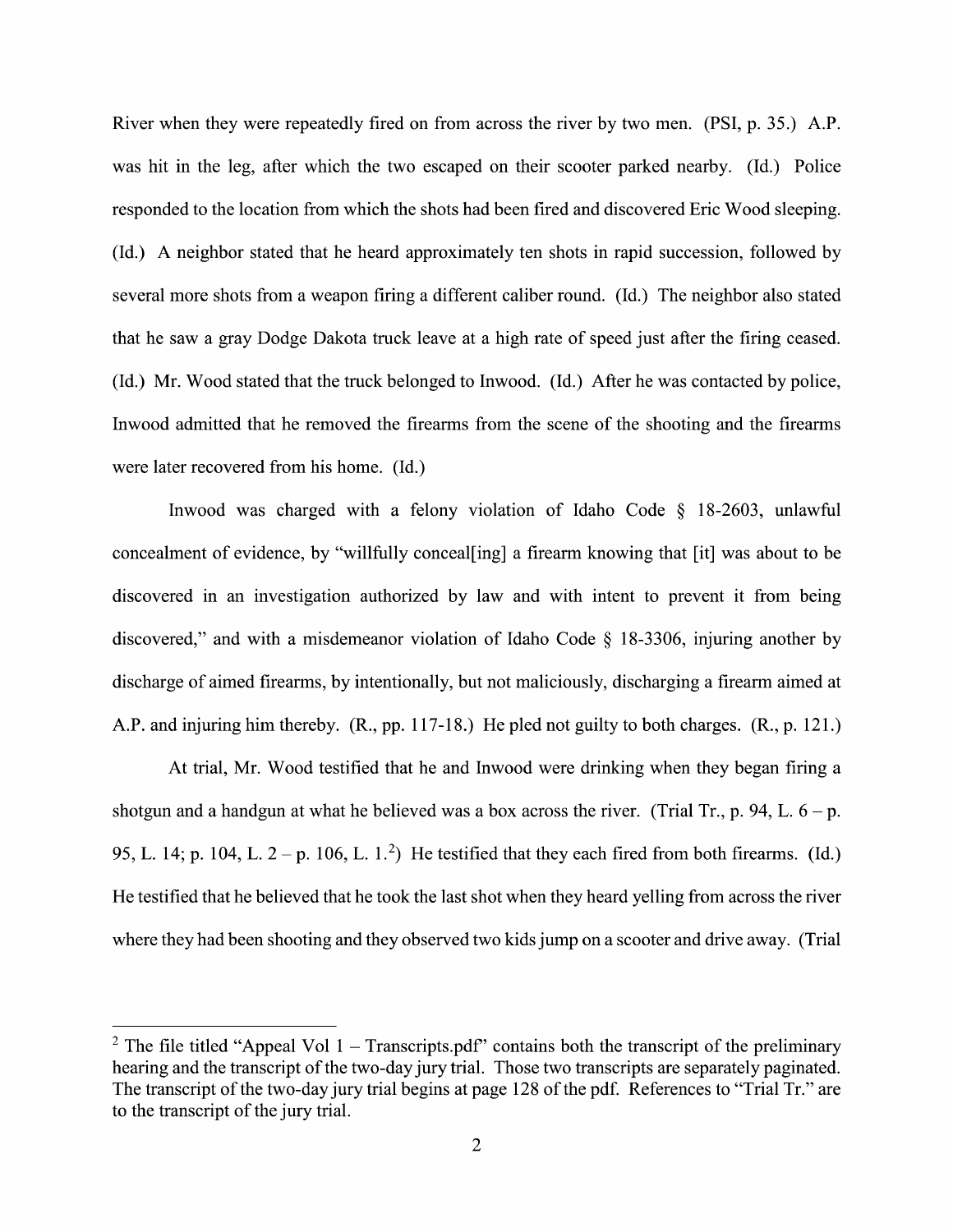River when they were repeatedly fired on from across the river by two men. (PSI, p. 35.) A.P. was hit in the leg, after which the two escaped on their scooter parked nearby. (Id.) Police responded to the location from which the shots had been fired and discovered Eric Wood sleeping. (Id.) A neighbor stated that he heard approximately ten shots in rapid succession, followed by several more shots from a weapon firing a different caliber round. (Id.) The neighbor also stated that he saw a gray Dodge Dakota truck leave at a high rate of speed just after the firing ceased. (Id.) Mr. Wood stated that the truck belonged to Inwood. (Id.) After he was contacted by police, Inwood admitted that he removed the firearms from the scene of the shooting and the firearms were later recovered from his home. (Id.)

Inwood was charged with a felony violation of Idaho Code § 18-2603, unlawful concealment of evidence, by "willfully conceal[ing] a firearm knowing that [it] was about to be discovered in an investigation authorized by law and with intent to prevent it from being discovered," and with a misdemeanor violation of Idaho Code § 18-3306, injuring another by discharge of aimed firearms, by intentionally, but not maliciously, discharging a firearm aimed at A.P. and injuring him thereby. (R., pp. 117-18.) He pled not guilty to both charges. (R., p. 121.)

At trial, Mr. Wood testified that he and Inwood were drinking when they began firing a shotgun and a handgun at what he believed was a box across the river. (Trial Tr., p. 94, L. 6 – p. 95, L. 14; p. 104, L. 2 – p. 106, L. 1.[2]) He testified that they each fired from both firearms. (Id.) He testified that he believed that he took the last shot when they heard yelling from across the river where they had been shooting and they observed two kids jump on a scooter and drive away. (Trial

[2] The file titled "Appeal Vol 1 – Transcripts.pdf" contains both the transcript of the preliminary hearing and the transcript of the two-day jury trial. Those two transcripts are separately paginated. The transcript of the two-day jury trial begins at page 128 of the pdf. References to "Trial Tr." are to the transcript of the jury trial.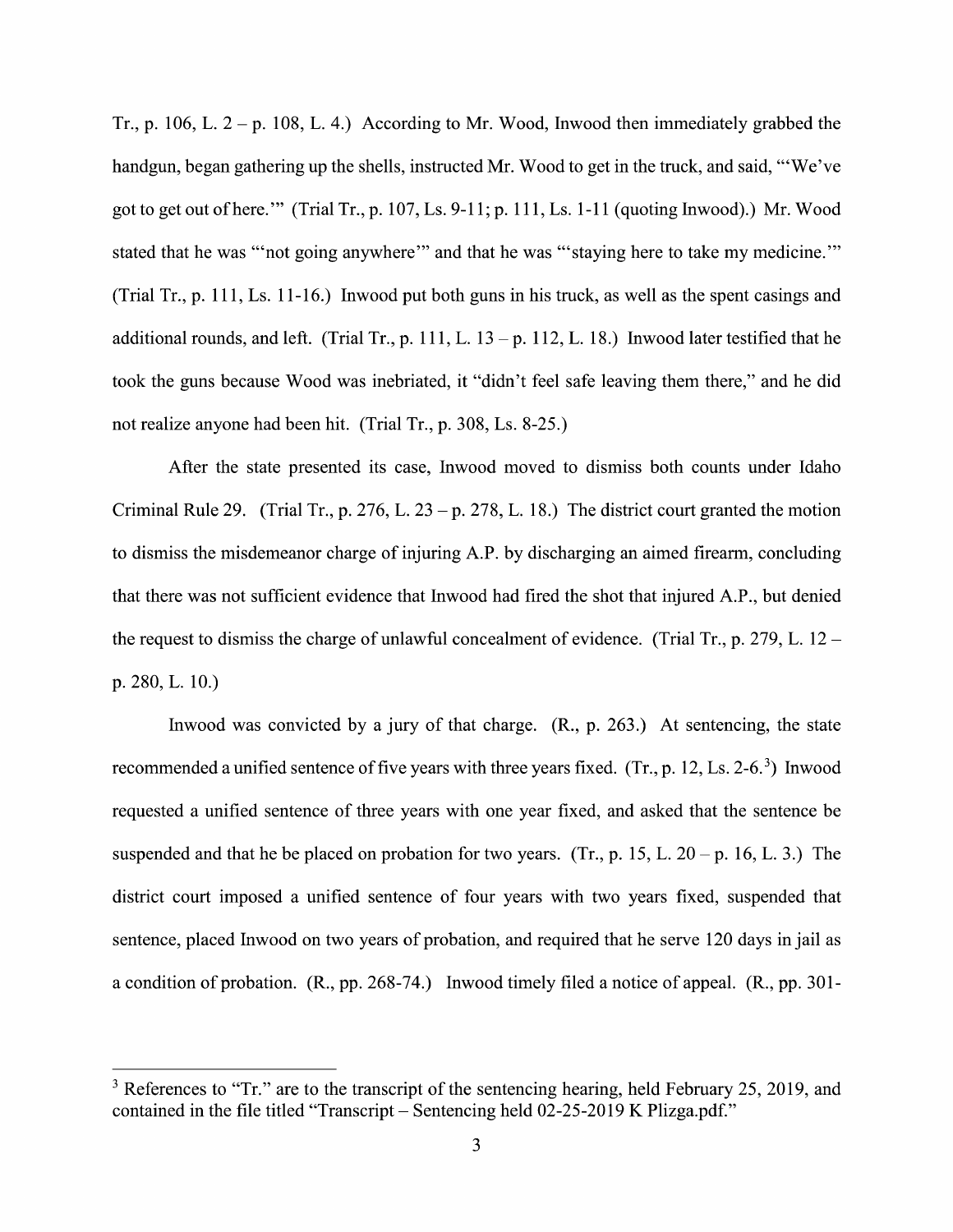Tr., p. 106, L. 2 – p. 108, L. 4.) According to Mr. Wood, Inwood then immediately grabbed the handgun, began gathering up the shells, instructed Mr. Wood to get in the truck, and said, "'We've got to get out of here.'" (Trial Tr., p. 107, Ls. 9-11; p. 111, Ls. 1-11 (quoting Inwood).) Mr. Wood stated that he was "'not going anywhere'" and that he was "'staying here to take my medicine.'" (Trial Tr., p. 111, Ls. 11-16.) Inwood put both guns in his truck, as well as the spent casings and additional rounds, and left. (Trial Tr., p. 111, L. 13 – p. 112, L. 18.) Inwood later testified that he took the guns because Wood was inebriated, it "didn't feel safe leaving them there," and he did not realize anyone had been hit. (Trial Tr., p. 308, Ls. 8-25.)

After the state presented its case, Inwood moved to dismiss both counts under Idaho Criminal Rule 29. (Trial Tr., p. 276, L. 23 – p. 278, L. 18.) The district court granted the motion to dismiss the misdemeanor charge of injuring A.P. by discharging an aimed firearm, concluding that there was not sufficient evidence that Inwood had fired the shot that injured A.P., but denied the request to dismiss the charge of unlawful concealment of evidence. (Trial Tr., p. 279, L. 12 – p. 280, L. 10.)

Inwood was convicted by a jury of that charge. (R., p. 263.) At sentencing, the state recommended a unified sentence of five years with three years fixed. (Tr., p. 12, Ls. 2-6.[3]) Inwood requested a unified sentence of three years with one year fixed, and asked that the sentence be suspended and that he be placed on probation for two years. (Tr., p. 15, L. 20 – p. 16, L. 3.) The district court imposed a unified sentence of four years with two years fixed, suspended that sentence, placed Inwood on two years of probation, and required that he serve 120 days in jail as a condition of probation. (R., pp. 268-74.) Inwood timely filed a notice of appeal. (R., pp. 301-

---

[3] References to "Tr." are to the transcript of the sentencing hearing, held February 25, 2019, and contained in the file titled "Transcript – Sentencing held 02-25-2019 K Plizga.pdf."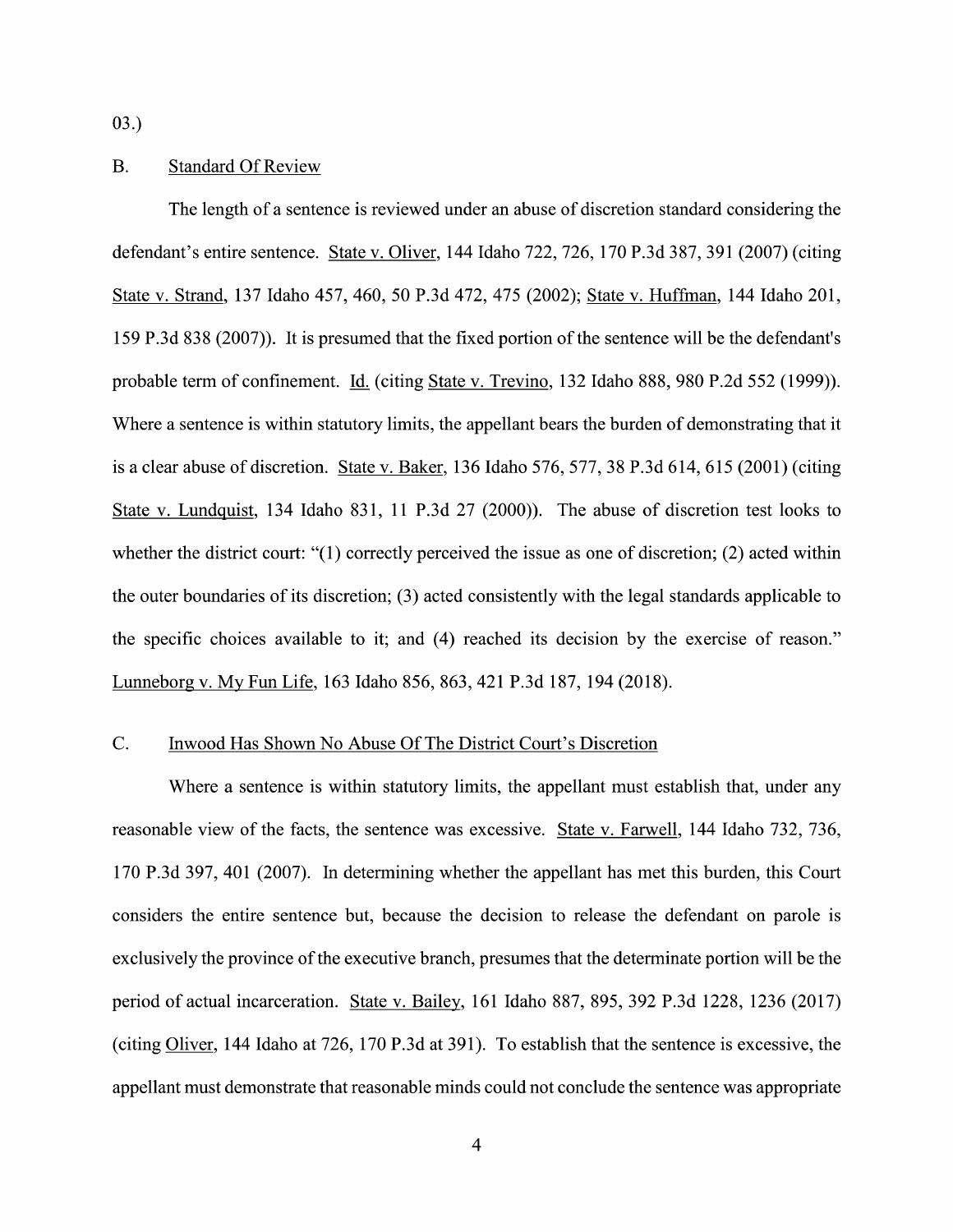03.)

### B. Standard Of Review

The length of a sentence is reviewed under an abuse of discretion standard considering the defendant's entire sentence. State v. Oliver, 144 Idaho 722, 726, 170 P.3d 387, 391 (2007) (citing State v. Strand, 137 Idaho 457, 460, 50 P.3d 472, 475 (2002); State v. Huffman, 144 Idaho 201, 159 P.3d 838 (2007)). It is presumed that the fixed portion of the sentence will be the defendant's probable term of confinement. Id. (citing State v. Trevino, 132 Idaho 888, 980 P.2d 552 (1999)). Where a sentence is within statutory limits, the appellant bears the burden of demonstrating that it is a clear abuse of discretion. State v. Baker, 136 Idaho 576, 577, 38 P.3d 614, 615 (2001) (citing State v. Lundquist, 134 Idaho 831, 11 P.3d 27 (2000)). The abuse of discretion test looks to whether the district court: "(1) correctly perceived the issue as one of discretion; (2) acted within the outer boundaries of its discretion; (3) acted consistently with the legal standards applicable to the specific choices available to it; and (4) reached its decision by the exercise of reason." Lunneborg v. My Fun Life, 163 Idaho 856, 863, 421 P.3d 187, 194 (2018).

### C. Inwood Has Shown No Abuse Of The District Court's Discretion

Where a sentence is within statutory limits, the appellant must establish that, under any reasonable view of the facts, the sentence was excessive. State v. Farwell, 144 Idaho 732, 736, 170 P.3d 397, 401 (2007). In determining whether the appellant has met this burden, this Court considers the entire sentence but, because the decision to release the defendant on parole is exclusively the province of the executive branch, presumes that the determinate portion will be the period of actual incarceration. State v. Bailey, 161 Idaho 887, 895, 392 P.3d 1228, 1236 (2017) (citing Oliver, 144 Idaho at 726, 170 P.3d at 391). To establish that the sentence is excessive, the appellant must demonstrate that reasonable minds could not conclude the sentence was appropriate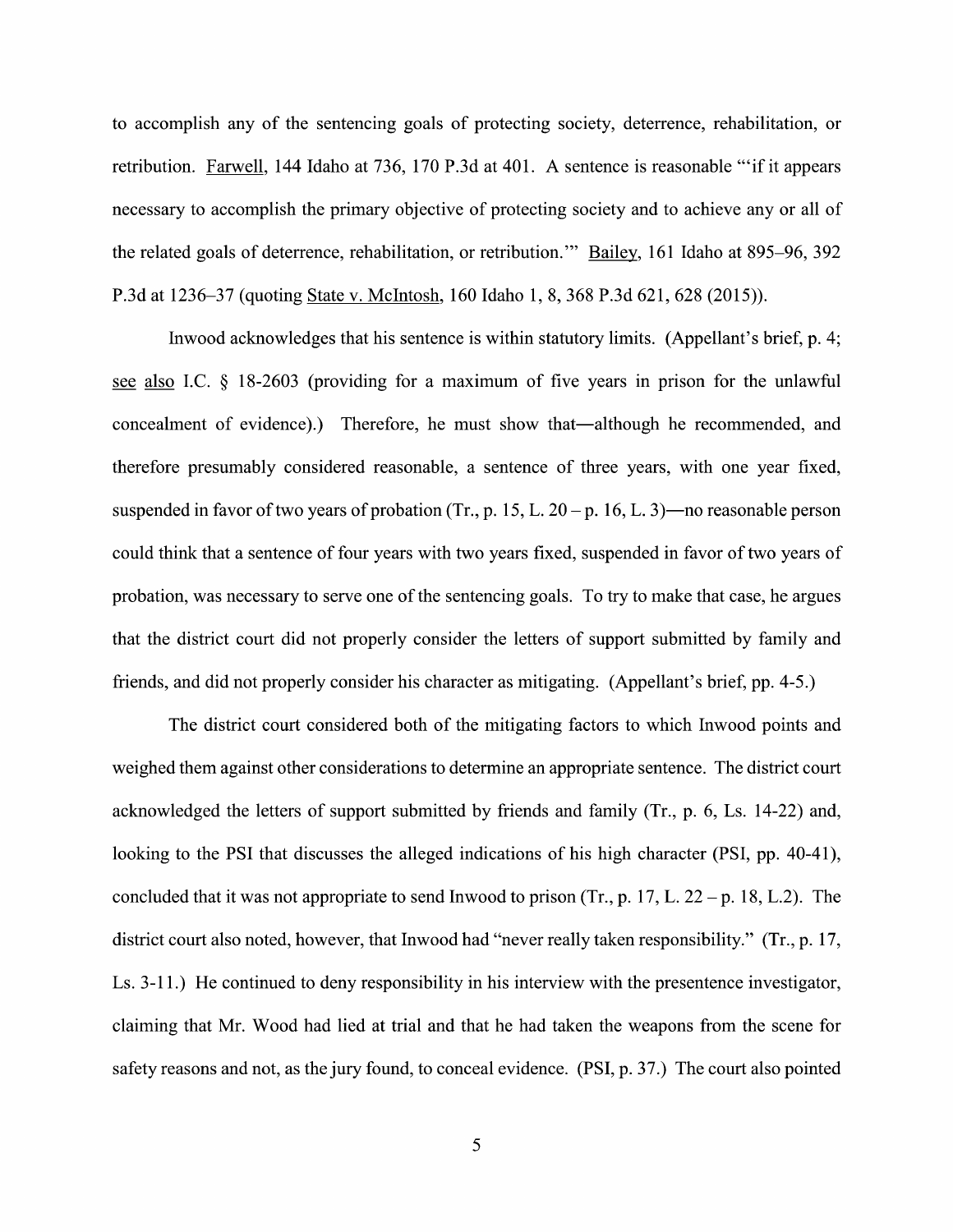to accomplish any of the sentencing goals of protecting society, deterrence, rehabilitation, or retribution. Farwell, 144 Idaho at 736, 170 P.3d at 401. A sentence is reasonable "'if it appears necessary to accomplish the primary objective of protecting society and to achieve any or all of the related goals of deterrence, rehabilitation, or retribution.'" Bailey, 161 Idaho at 895–96, 392 P.3d at 1236–37 (quoting State v. McIntosh, 160 Idaho 1, 8, 368 P.3d 621, 628 (2015)).

Inwood acknowledges that his sentence is within statutory limits. (Appellant's brief, p. 4; see also I.C. § 18-2603 (providing for a maximum of five years in prison for the unlawful concealment of evidence).) Therefore, he must show that—although he recommended, and therefore presumably considered reasonable, a sentence of three years, with one year fixed, suspended in favor of two years of probation (Tr., p. 15, L. 20 – p. 16, L. 3)—no reasonable person could think that a sentence of four years with two years fixed, suspended in favor of two years of probation, was necessary to serve one of the sentencing goals. To try to make that case, he argues that the district court did not properly consider the letters of support submitted by family and friends, and did not properly consider his character as mitigating. (Appellant's brief, pp. 4-5.)

The district court considered both of the mitigating factors to which Inwood points and weighed them against other considerations to determine an appropriate sentence. The district court acknowledged the letters of support submitted by friends and family (Tr., p. 6, Ls. 14-22) and, looking to the PSI that discusses the alleged indications of his high character (PSI, pp. 40-41), concluded that it was not appropriate to send Inwood to prison (Tr., p. 17, L. 22 – p. 18, L.2). The district court also noted, however, that Inwood had "never really taken responsibility." (Tr., p. 17, Ls. 3-11.) He continued to deny responsibility in his interview with the presentence investigator, claiming that Mr. Wood had lied at trial and that he had taken the weapons from the scene for safety reasons and not, as the jury found, to conceal evidence. (PSI, p. 37.) The court also pointed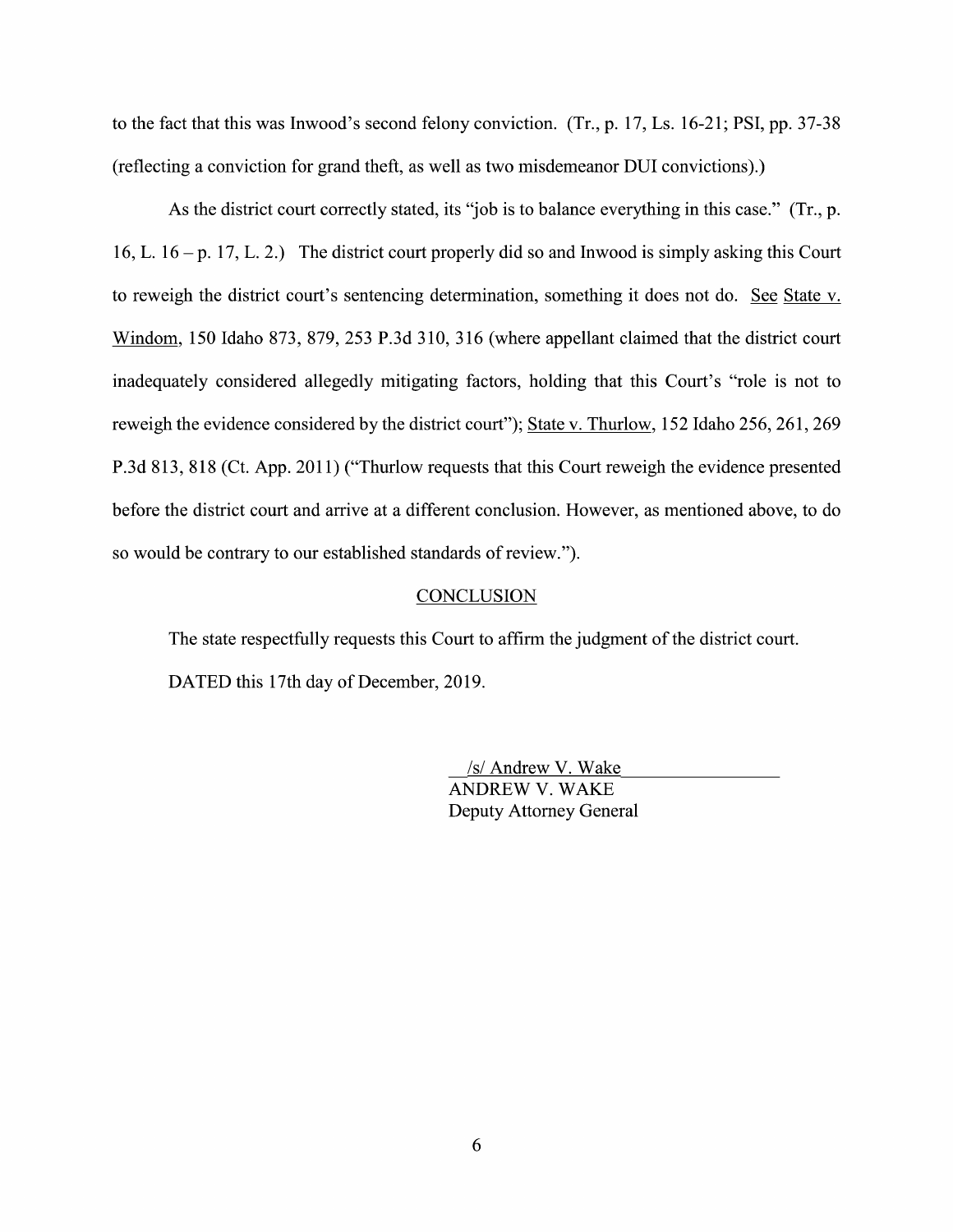to the fact that this was Inwood's second felony conviction. (Tr., p. 17, Ls. 16-21; PSI, pp. 37-38 (reflecting a conviction for grand theft, as well as two misdemeanor DUI convictions).)

As the district court correctly stated, its "job is to balance everything in this case." (Tr., p. 16, L. 16 – p. 17, L. 2.) The district court properly did so and Inwood is simply asking this Court to reweigh the district court's sentencing determination, something it does not do. See State v. Windom, 150 Idaho 873, 879, 253 P.3d 310, 316 (where appellant claimed that the district court inadequately considered allegedly mitigating factors, holding that this Court's "role is not to reweigh the evidence considered by the district court"); State v. Thurlow, 152 Idaho 256, 261, 269 P.3d 813, 818 (Ct. App. 2011) ("Thurlow requests that this Court reweigh the evidence presented before the district court and arrive at a different conclusion. However, as mentioned above, to do so would be contrary to our established standards of review.").

## CONCLUSION

The state respectfully requests this Court to affirm the judgment of the district court.

DATED this 17th day of December, 2019.

/s/ Andrew V. Wake
ANDREW V. WAKE
Deputy Attorney General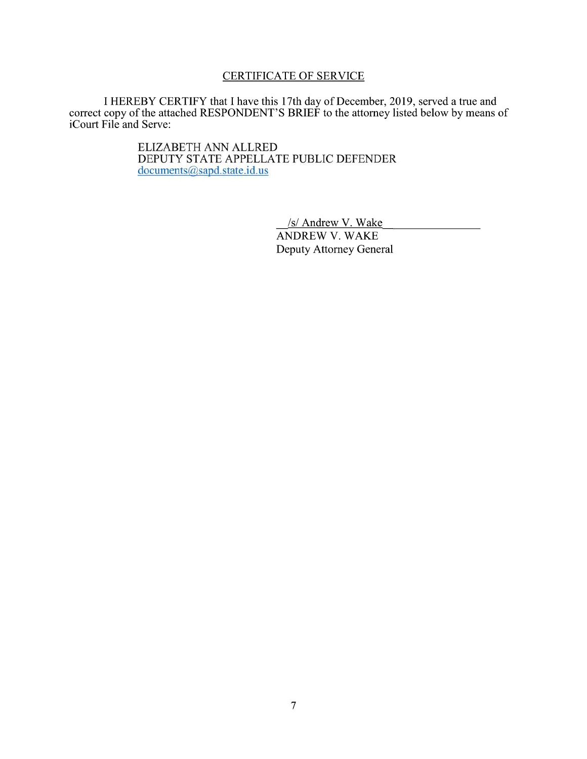## CERTIFICATE OF SERVICE

I HEREBY CERTIFY that I have this 17th day of December, 2019, served a true and correct copy of the attached RESPONDENT'S BRIEF to the attorney listed below by means of iCourt File and Serve:

ELIZABETH ANN ALLRED
DEPUTY STATE APPELLATE PUBLIC DEFENDER
documents@sapd.state.id.us

/s/ Andrew V. Wake
ANDREW V. WAKE
Deputy Attorney General